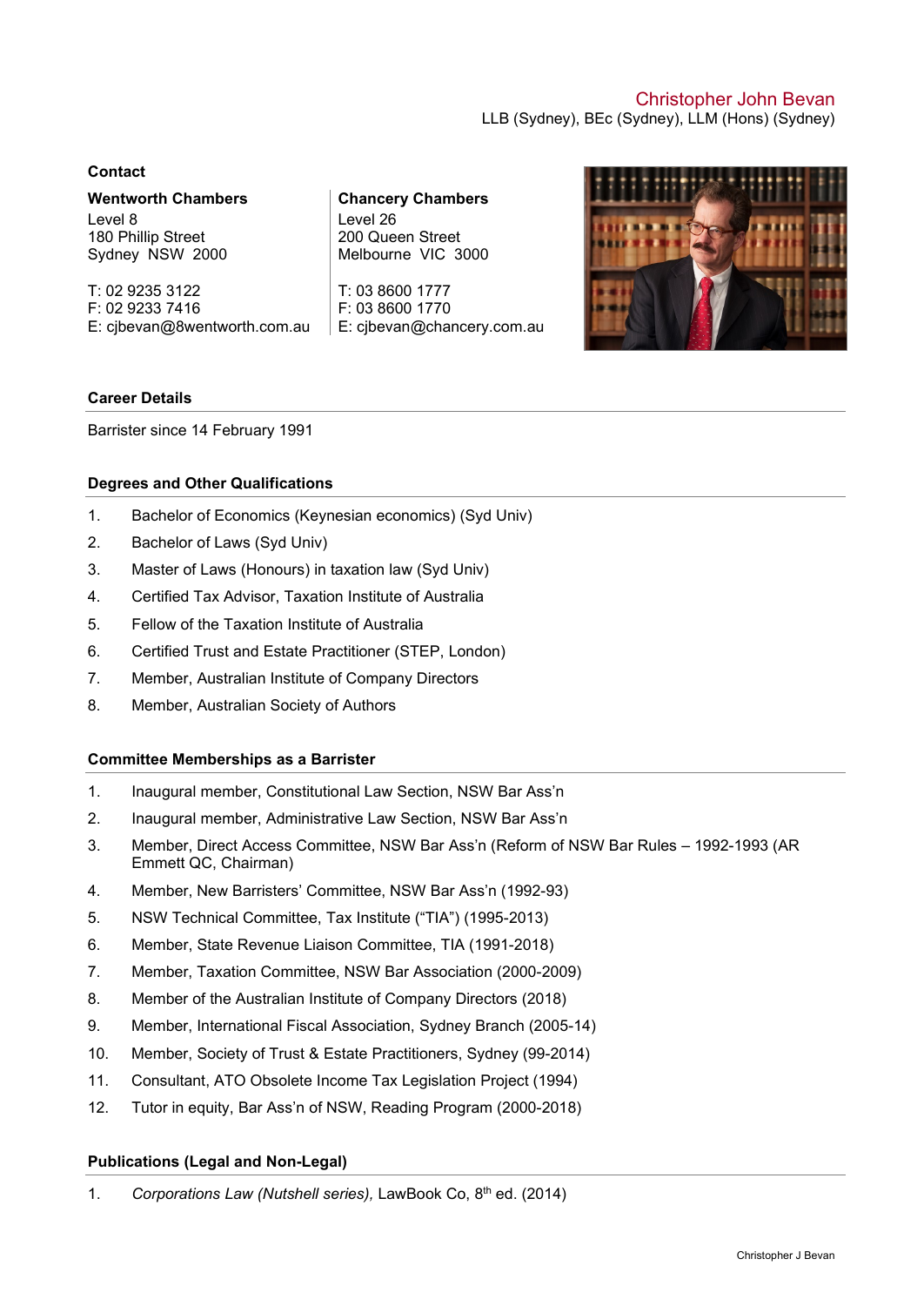# Christopher John Bevan

LLB (Sydney), BEc (Sydney), LLM (Hons) (Sydney)

## Contact

**Wentworth Chambers**
Level 8
180 Phillip Street
Sydney NSW 2000

T: 02 9235 3122
F: 02 9233 7416
E: cjbevan@8wentworth.com.au

**Chancery Chambers**
Level 26
200 Queen Street
Melbourne VIC 3000

T: 03 8600 1777
F: 03 8600 1770
E: cjbevan@chancery.com.au

## Career Details

Barrister since 14 February 1991

## Degrees and Other Qualifications

1. Bachelor of Economics (Keynesian economics) (Syd Univ)
2. Bachelor of Laws (Syd Univ)
3. Master of Laws (Honours) in taxation law (Syd Univ)
4. Certified Tax Advisor, Taxation Institute of Australia
5. Fellow of the Taxation Institute of Australia
6. Certified Trust and Estate Practitioner (STEP, London)
7. Member, Australian Institute of Company Directors
8. Member, Australian Society of Authors

## Committee Memberships as a Barrister

1. Inaugural member, Constitutional Law Section, NSW Bar Ass'n
2. Inaugural member, Administrative Law Section, NSW Bar Ass'n
3. Member, Direct Access Committee, NSW Bar Ass'n (Reform of NSW Bar Rules – 1992-1993 (AR Emmett QC, Chairman)
4. Member, New Barristers' Committee, NSW Bar Ass'n (1992-93)
5. NSW Technical Committee, Tax Institute ("TIA") (1995-2013)
6. Member, State Revenue Liaison Committee, TIA (1991-2018)
7. Member, Taxation Committee, NSW Bar Association (2000-2009)
8. Member of the Australian Institute of Company Directors (2018)
9. Member, International Fiscal Association, Sydney Branch (2005-14)
10. Member, Society of Trust & Estate Practitioners, Sydney (99-2014)
11. Consultant, ATO Obsolete Income Tax Legislation Project (1994)
12. Tutor in equity, Bar Ass'n of NSW, Reading Program (2000-2018)

## Publications (Legal and Non-Legal)

1. *Corporations Law (Nutshell series),* LawBook Co, 8th ed. (2014)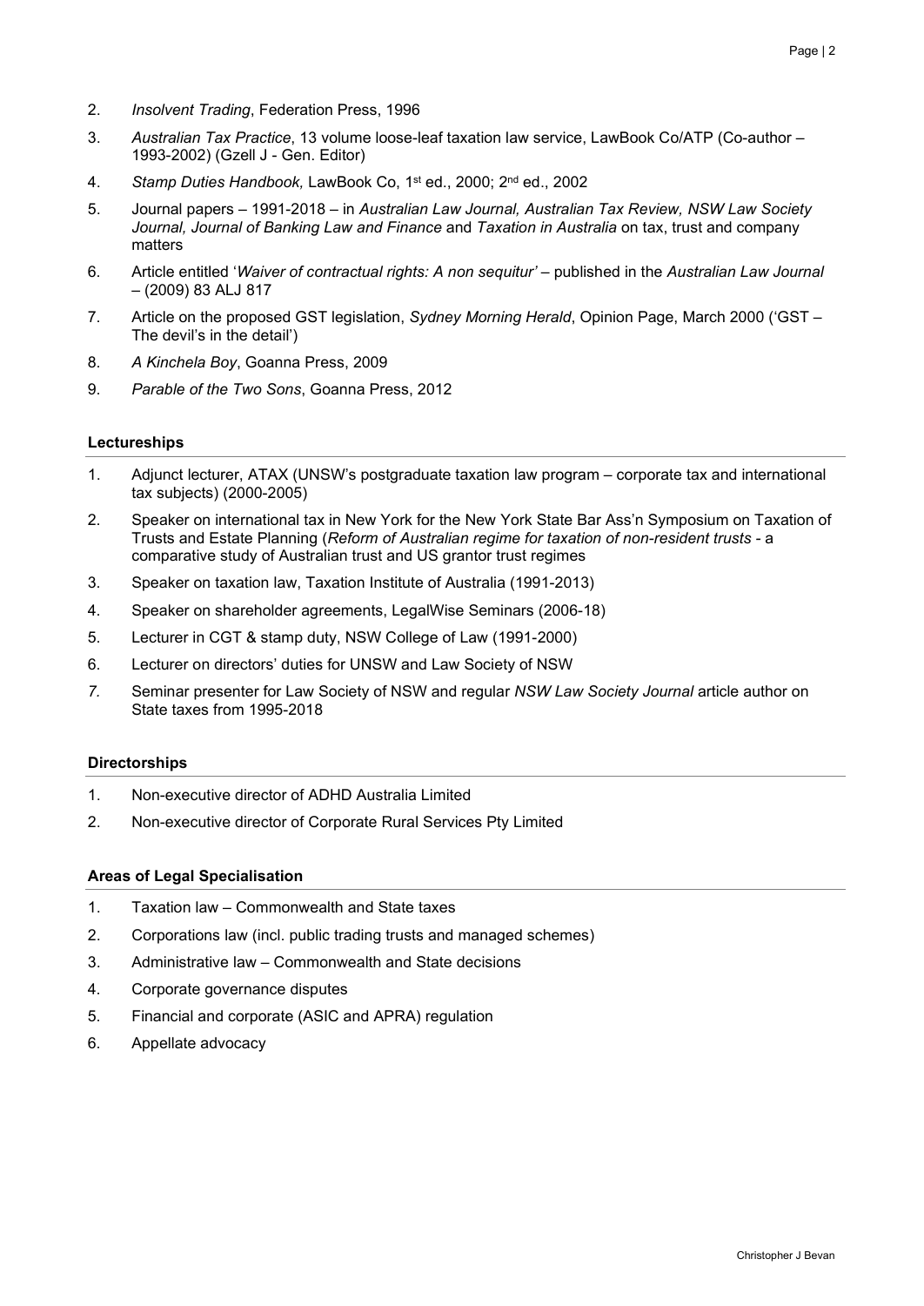2. *Insolvent Trading*, Federation Press, 1996
3. *Australian Tax Practice*, 13 volume loose-leaf taxation law service, LawBook Co/ATP (Co-author – 1993-2002) (Gzell J - Gen. Editor)
4. *Stamp Duties Handbook,* LawBook Co, 1st ed., 2000; 2nd ed., 2002
5. Journal papers – 1991-2018 – in *Australian Law Journal, Australian Tax Review, NSW Law Society Journal, Journal of Banking Law and Finance* and *Taxation in Australia* on tax, trust and company matters
6. Article entitled '*Waiver of contractual rights: A non sequitur'* – published in the *Australian Law Journal* – (2009) 83 ALJ 817
7. Article on the proposed GST legislation, *Sydney Morning Herald*, Opinion Page, March 2000 ('GST – The devil's in the detail')
8. *A Kinchela Boy*, Goanna Press, 2009
9. *Parable of the Two Sons*, Goanna Press, 2012

**Lectureships**

1. Adjunct lecturer, ATAX (UNSW's postgraduate taxation law program – corporate tax and international tax subjects) (2000-2005)
2. Speaker on international tax in New York for the New York State Bar Ass'n Symposium on Taxation of Trusts and Estate Planning (*Reform of Australian regime for taxation of non-resident trusts* - a comparative study of Australian trust and US grantor trust regimes
3. Speaker on taxation law, Taxation Institute of Australia (1991-2013)
4. Speaker on shareholder agreements, LegalWise Seminars (2006-18)
5. Lecturer in CGT & stamp duty, NSW College of Law (1991-2000)
6. Lecturer on directors' duties for UNSW and Law Society of NSW
7. Seminar presenter for Law Society of NSW and regular *NSW Law Society Journal* article author on State taxes from 1995-2018

**Directorships**

1. Non-executive director of ADHD Australia Limited
2. Non-executive director of Corporate Rural Services Pty Limited

**Areas of Legal Specialisation**

1. Taxation law – Commonwealth and State taxes
2. Corporations law (incl. public trading trusts and managed schemes)
3. Administrative law – Commonwealth and State decisions
4. Corporate governance disputes
5. Financial and corporate (ASIC and APRA) regulation
6. Appellate advocacy